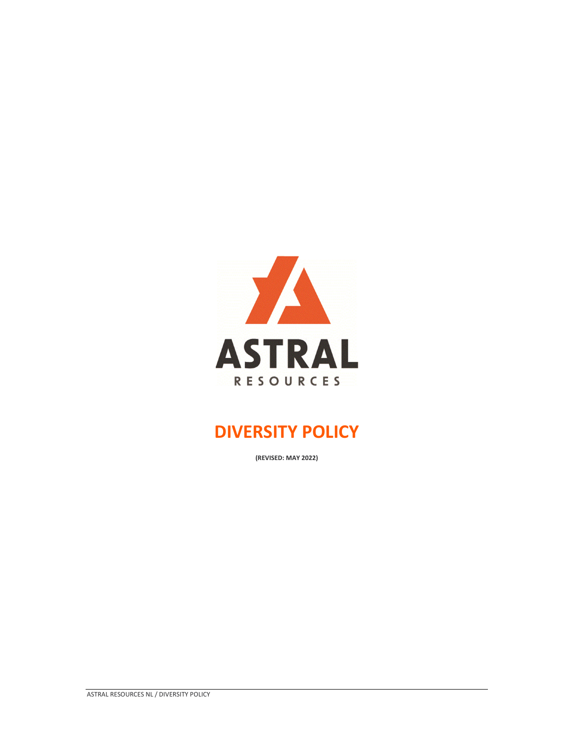# DIVERSITY POLICY

**(REVISED: MAY 2022)**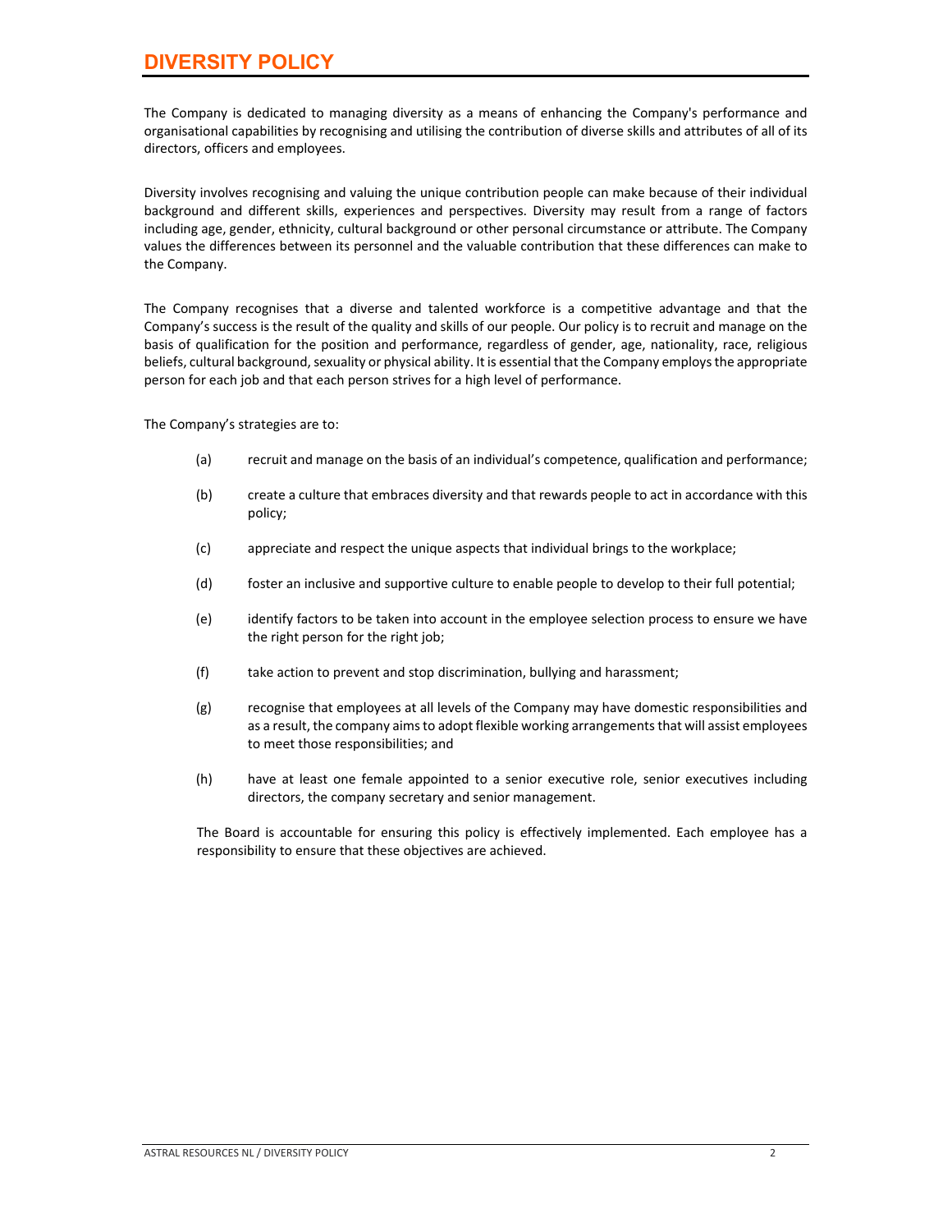# DIVERSITY POLICY

The Company is dedicated to managing diversity as a means of enhancing the Company's performance and organisational capabilities by recognising and utilising the contribution of diverse skills and attributes of all of its directors, officers and employees.

Diversity involves recognising and valuing the unique contribution people can make because of their individual background and different skills, experiences and perspectives. Diversity may result from a range of factors including age, gender, ethnicity, cultural background or other personal circumstance or attribute. The Company values the differences between its personnel and the valuable contribution that these differences can make to the Company.

The Company recognises that a diverse and talented workforce is a competitive advantage and that the Company's success is the result of the quality and skills of our people. Our policy is to recruit and manage on the basis of qualification for the position and performance, regardless of gender, age, nationality, race, religious beliefs, cultural background, sexuality or physical ability. It is essential that the Company employs the appropriate person for each job and that each person strives for a high level of performance.

The Company's strategies are to:

(a) recruit and manage on the basis of an individual's competence, qualification and performance;

(b) create a culture that embraces diversity and that rewards people to act in accordance with this policy;

(c) appreciate and respect the unique aspects that individual brings to the workplace;

(d) foster an inclusive and supportive culture to enable people to develop to their full potential;

(e) identify factors to be taken into account in the employee selection process to ensure we have the right person for the right job;

(f) take action to prevent and stop discrimination, bullying and harassment;

(g) recognise that employees at all levels of the Company may have domestic responsibilities and as a result, the company aims to adopt flexible working arrangements that will assist employees to meet those responsibilities; and

(h) have at least one female appointed to a senior executive role, senior executives including directors, the company secretary and senior management.

The Board is accountable for ensuring this policy is effectively implemented. Each employee has a responsibility to ensure that these objectives are achieved.